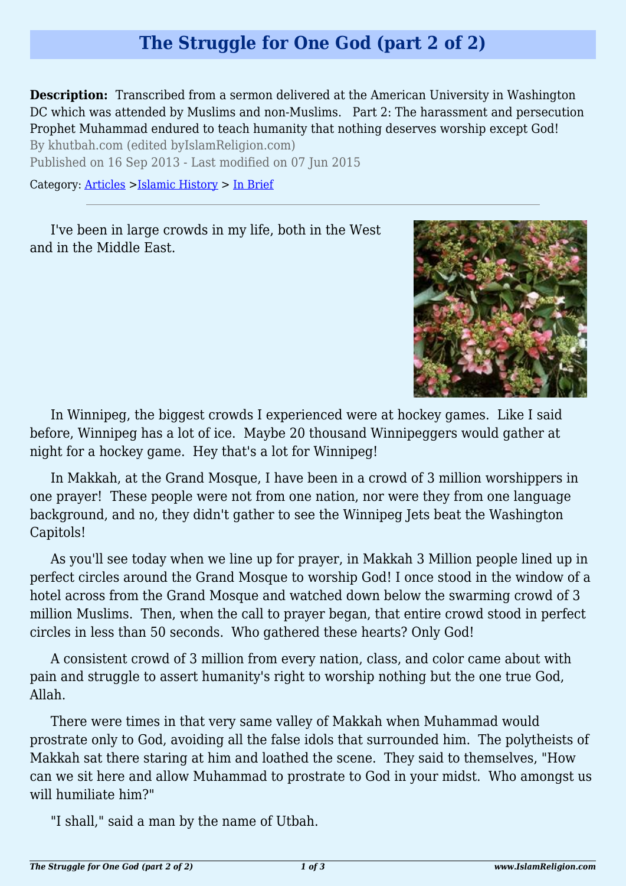# The Struggle for One God (part 2 of 2)

**Description:** Transcribed from a sermon delivered at the American University in Washington DC which was attended by Muslims and non-Muslims. Part 2: The harassment and persecution Prophet Muhammad endured to teach humanity that nothing deserves worship except God!

By khutbah.com (edited byIslamReligion.com)

Published on 16 Sep 2013 - Last modified on 07 Jun 2015

Category: Articles >Islamic History > In Brief

---

I've been in large crowds in my life, both in the West and in the Middle East.

In Winnipeg, the biggest crowds I experienced were at hockey games. Like I said before, Winnipeg has a lot of ice. Maybe 20 thousand Winnipeggers would gather at night for a hockey game. Hey that's a lot for Winnipeg!

In Makkah, at the Grand Mosque, I have been in a crowd of 3 million worshippers in one prayer! These people were not from one nation, nor were they from one language background, and no, they didn't gather to see the Winnipeg Jets beat the Washington Capitols!

As you'll see today when we line up for prayer, in Makkah 3 Million people lined up in perfect circles around the Grand Mosque to worship God! I once stood in the window of a hotel across from the Grand Mosque and watched down below the swarming crowd of 3 million Muslims. Then, when the call to prayer began, that entire crowd stood in perfect circles in less than 50 seconds. Who gathered these hearts? Only God!

A consistent crowd of 3 million from every nation, class, and color came about with pain and struggle to assert humanity's right to worship nothing but the one true God, Allah.

There were times in that very same valley of Makkah when Muhammad would prostrate only to God, avoiding all the false idols that surrounded him. The polytheists of Makkah sat there staring at him and loathed the scene. They said to themselves, "How can we sit here and allow Muhammad to prostrate to God in your midst. Who amongst us will humiliate him?"

"I shall," said a man by the name of Utbah.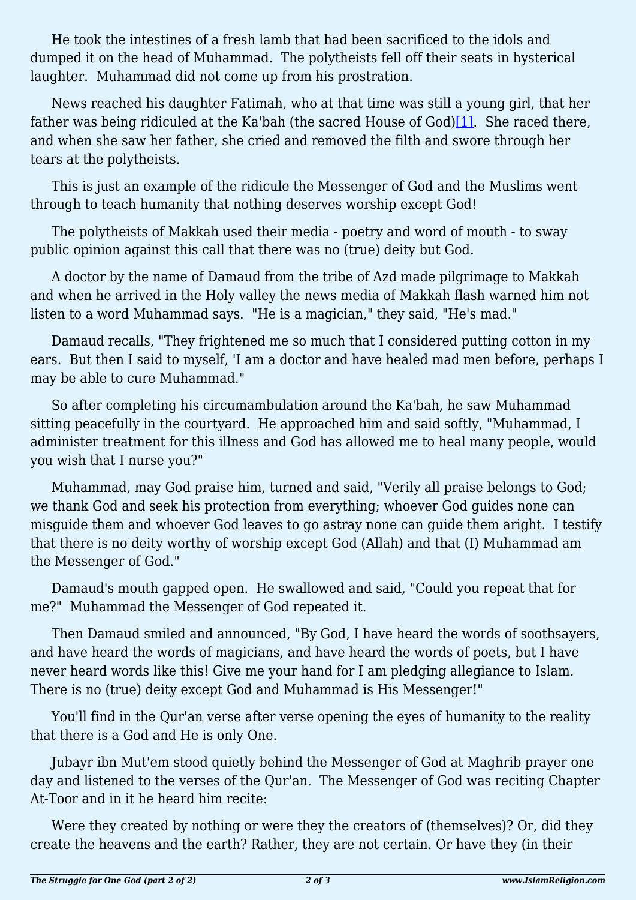He took the intestines of a fresh lamb that had been sacrificed to the idols and dumped it on the head of Muhammad. The polytheists fell off their seats in hysterical laughter. Muhammad did not come up from his prostration.

News reached his daughter Fatimah, who at that time was still a young girl, that her father was being ridiculed at the Ka'bah (the sacred House of God)[1]. She raced there, and when she saw her father, she cried and removed the filth and swore through her tears at the polytheists.

This is just an example of the ridicule the Messenger of God and the Muslims went through to teach humanity that nothing deserves worship except God!

The polytheists of Makkah used their media - poetry and word of mouth - to sway public opinion against this call that there was no (true) deity but God.

A doctor by the name of Damaud from the tribe of Azd made pilgrimage to Makkah and when he arrived in the Holy valley the news media of Makkah flash warned him not listen to a word Muhammad says. "He is a magician," they said, "He's mad."

Damaud recalls, "They frightened me so much that I considered putting cotton in my ears. But then I said to myself, 'I am a doctor and have healed mad men before, perhaps I may be able to cure Muhammad."

So after completing his circumambulation around the Ka'bah, he saw Muhammad sitting peacefully in the courtyard. He approached him and said softly, "Muhammad, I administer treatment for this illness and God has allowed me to heal many people, would you wish that I nurse you?"

Muhammad, may God praise him, turned and said, "Verily all praise belongs to God; we thank God and seek his protection from everything; whoever God guides none can misguide them and whoever God leaves to go astray none can guide them aright. I testify that there is no deity worthy of worship except God (Allah) and that (I) Muhammad am the Messenger of God."

Damaud's mouth gapped open. He swallowed and said, "Could you repeat that for me?" Muhammad the Messenger of God repeated it.

Then Damaud smiled and announced, "By God, I have heard the words of soothsayers, and have heard the words of magicians, and have heard the words of poets, but I have never heard words like this! Give me your hand for I am pledging allegiance to Islam. There is no (true) deity except God and Muhammad is His Messenger!"

You'll find in the Qur'an verse after verse opening the eyes of humanity to the reality that there is a God and He is only One.

Jubayr ibn Mut'em stood quietly behind the Messenger of God at Maghrib prayer one day and listened to the verses of the Qur'an. The Messenger of God was reciting Chapter At-Toor and in it he heard him recite:

Were they created by nothing or were they the creators of (themselves)? Or, did they create the heavens and the earth? Rather, they are not certain. Or have they (in their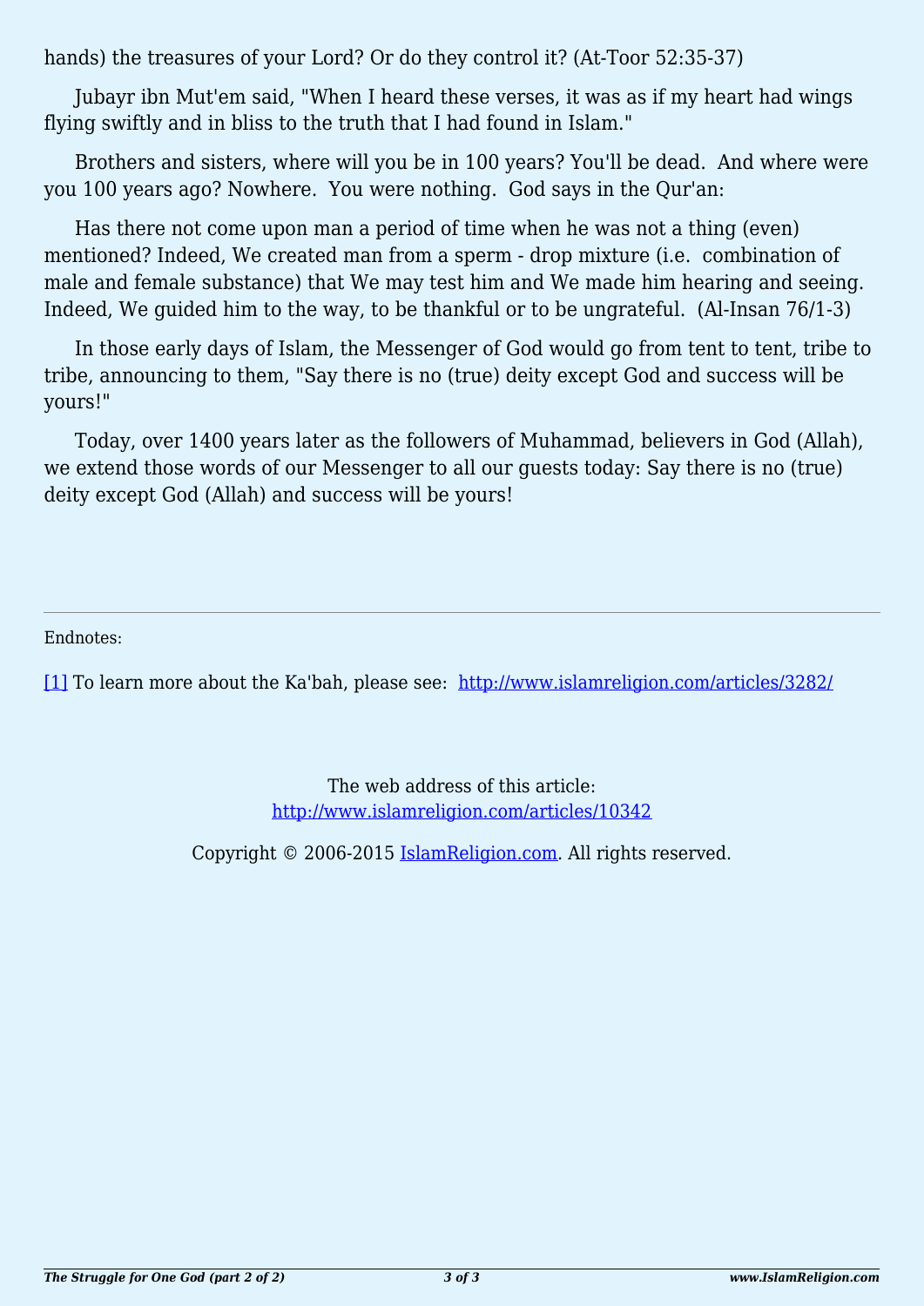hands) the treasures of your Lord? Or do they control it? (At-Toor 52:35-37)

Jubayr ibn Mut'em said, "When I heard these verses, it was as if my heart had wings flying swiftly and in bliss to the truth that I had found in Islam."

Brothers and sisters, where will you be in 100 years? You'll be dead. And where were you 100 years ago? Nowhere. You were nothing. God says in the Qur'an:

Has there not come upon man a period of time when he was not a thing (even) mentioned? Indeed, We created man from a sperm - drop mixture (i.e. combination of male and female substance) that We may test him and We made him hearing and seeing. Indeed, We guided him to the way, to be thankful or to be ungrateful. (Al-Insan 76/1-3)

In those early days of Islam, the Messenger of God would go from tent to tent, tribe to tribe, announcing to them, "Say there is no (true) deity except God and success will be yours!"

Today, over 1400 years later as the followers of Muhammad, believers in God (Allah), we extend those words of our Messenger to all our guests today: Say there is no (true) deity except God (Allah) and success will be yours!

---

Endnotes:

[1] To learn more about the Ka'bah, please see: http://www.islamreligion.com/articles/3282/

The web address of this article:
http://www.islamreligion.com/articles/10342

Copyright © 2006-2015 IslamReligion.com. All rights reserved.